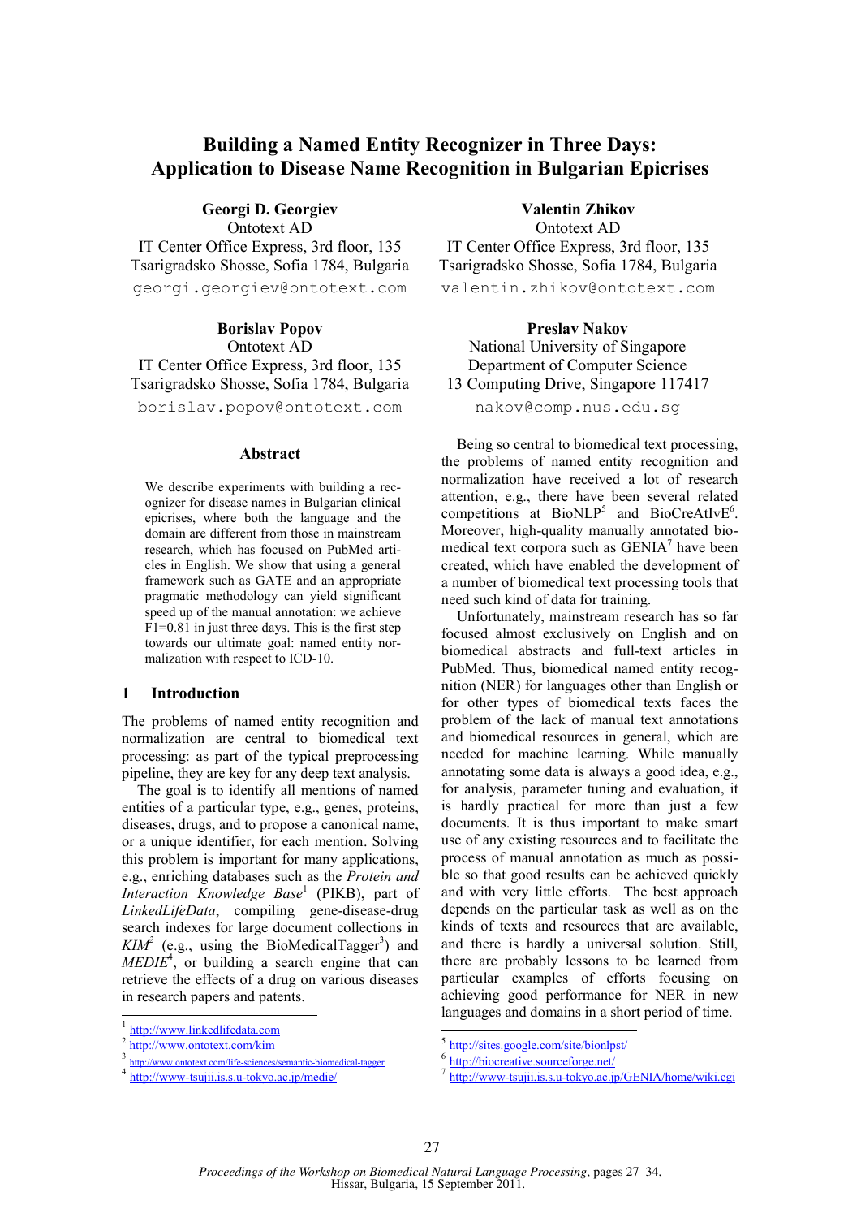# Building a Named Entity Recognizer in Three Days: Application to Disease Name Recognition in Bulgarian Epicrises

**Georgi D. Georgiev**
Ontotext AD
IT Center Office Express, 3rd floor, 135
Tsarigradsko Shosse, Sofia 1784, Bulgaria
georgi.georgiev@ontotext.com

**Valentin Zhikov**
Ontotext AD
IT Center Office Express, 3rd floor, 135
Tsarigradsko Shosse, Sofia 1784, Bulgaria
valentin.zhikov@ontotext.com

**Borislav Popov**
Ontotext AD
IT Center Office Express, 3rd floor, 135
Tsarigradsko Shosse, Sofia 1784, Bulgaria
borislav.popov@ontotext.com

**Preslav Nakov**
National University of Singapore
Department of Computer Science
13 Computing Drive, Singapore 117417
nakov@comp.nus.edu.sg

## Abstract

We describe experiments with building a recognizer for disease names in Bulgarian clinical epicrises, where both the language and the domain are different from those in mainstream research, which has focused on PubMed articles in English. We show that using a general framework such as GATE and an appropriate pragmatic methodology can yield significant speed up of the manual annotation: we achieve F1=0.81 in just three days. This is the first step towards our ultimate goal: named entity normalization with respect to ICD-10.

## 1 Introduction

The problems of named entity recognition and normalization are central to biomedical text processing: as part of the typical preprocessing pipeline, they are key for any deep text analysis.

The goal is to identify all mentions of named entities of a particular type, e.g., genes, proteins, diseases, drugs, and to propose a canonical name, or a unique identifier, for each mention. Solving this problem is important for many applications, e.g., enriching databases such as the *Protein and Interaction Knowledge Base*[1] (PIKB), part of *LinkedLifeData*, compiling gene-disease-drug search indexes for large document collections in *KIM*[2] (e.g., using the BioMedicalTagger[3]) and *MEDIE*[4], or building a search engine that can retrieve the effects of a drug on various diseases in research papers and patents.

Being so central to biomedical text processing, the problems of named entity recognition and normalization have received a lot of research attention, e.g., there have been several related competitions at BioNLP[5] and BioCreAtIvE[6]. Moreover, high-quality manually annotated biomedical text corpora such as GENIA[7] have been created, which have enabled the development of a number of biomedical text processing tools that need such kind of data for training.

Unfortunately, mainstream research has so far focused almost exclusively on English and on biomedical abstracts and full-text articles in PubMed. Thus, biomedical named entity recognition (NER) for languages other than English or for other types of biomedical texts faces the problem of the lack of manual text annotations and biomedical resources in general, which are needed for machine learning. While manually annotating some data is always a good idea, e.g., for analysis, parameter tuning and evaluation, it is hardly practical for more than just a few documents. It is thus important to make smart use of any existing resources and to facilitate the process of manual annotation as much as possible so that good results can be achieved quickly and with very little efforts. The best approach depends on the particular task as well as on the kinds of texts and resources that are available, and there is hardly a universal solution. Still, there are probably lessons to be learned from particular examples of efforts focusing on achieving good performance for NER in new languages and domains in a short period of time.

---

[1] http://www.linkedlifedata.com
[2] http://www.ontotext.com/kim
[3] http://www.ontotext.com/life-sciences/semantic-biomedical-tagger
[4] http://www-tsujii.is.s.u-tokyo.ac.jp/medie/
[5] http://sites.google.com/site/bionlpst/
[6] http://biocreative.sourceforge.net/
[7] http://www-tsujii.is.s.u-tokyo.ac.jp/GENIA/home/wiki.cgi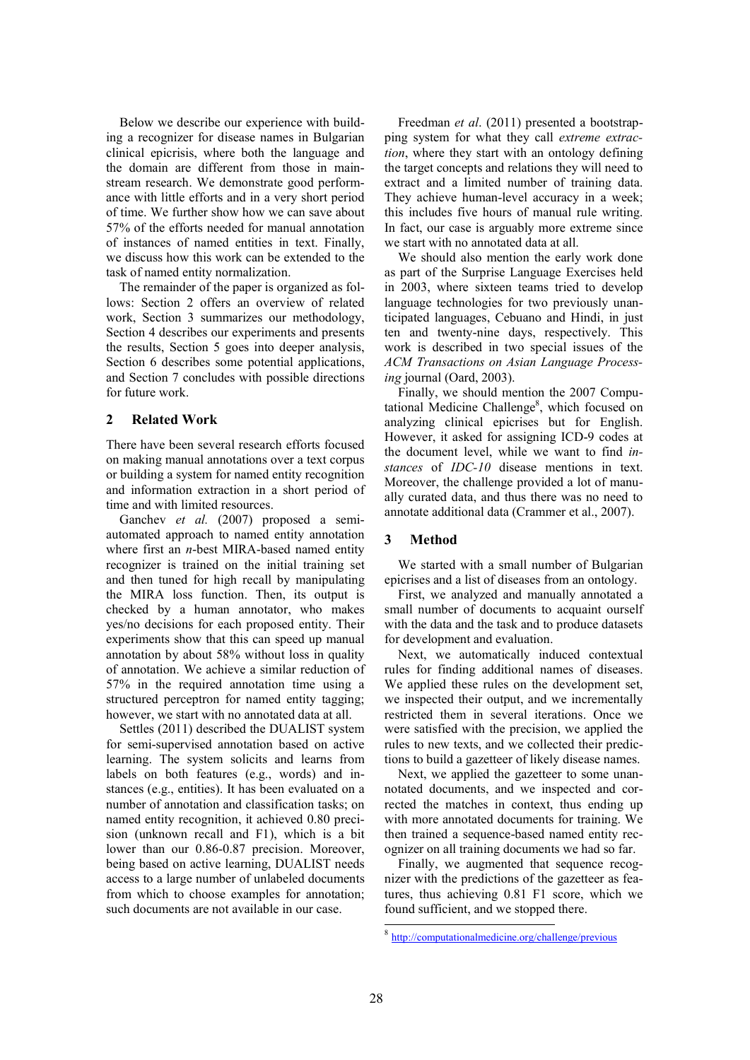Below we describe our experience with building a recognizer for disease names in Bulgarian clinical epicrisis, where both the language and the domain are different from those in mainstream research. We demonstrate good performance with little efforts and in a very short period of time. We further show how we can save about 57% of the efforts needed for manual annotation of instances of named entities in text. Finally, we discuss how this work can be extended to the task of named entity normalization.

The remainder of the paper is organized as follows: Section 2 offers an overview of related work, Section 3 summarizes our methodology, Section 4 describes our experiments and presents the results, Section 5 goes into deeper analysis, Section 6 describes some potential applications, and Section 7 concludes with possible directions for future work.

## 2 Related Work

There have been several research efforts focused on making manual annotations over a text corpus or building a system for named entity recognition and information extraction in a short period of time and with limited resources.

Ganchev *et al.* (2007) proposed a semi-automated approach to named entity annotation where first an *n*-best MIRA-based named entity recognizer is trained on the initial training set and then tuned for high recall by manipulating the MIRA loss function. Then, its output is checked by a human annotator, who makes yes/no decisions for each proposed entity. Their experiments show that this can speed up manual annotation by about 58% without loss in quality of annotation. We achieve a similar reduction of 57% in the required annotation time using a structured perceptron for named entity tagging; however, we start with no annotated data at all.

Settles (2011) described the DUALIST system for semi-supervised annotation based on active learning. The system solicits and learns from labels on both features (e.g., words) and instances (e.g., entities). It has been evaluated on a number of annotation and classification tasks; on named entity recognition, it achieved 0.80 precision (unknown recall and F1), which is a bit lower than our 0.86-0.87 precision. Moreover, being based on active learning, DUALIST needs access to a large number of unlabeled documents from which to choose examples for annotation; such documents are not available in our case.

Freedman *et al*. (2011) presented a bootstrapping system for what they call *extreme extraction*, where they start with an ontology defining the target concepts and relations they will need to extract and a limited number of training data. They achieve human-level accuracy in a week; this includes five hours of manual rule writing. In fact, our case is arguably more extreme since we start with no annotated data at all.

We should also mention the early work done as part of the Surprise Language Exercises held in 2003, where sixteen teams tried to develop language technologies for two previously unanticipated languages, Cebuano and Hindi, in just ten and twenty-nine days, respectively. This work is described in two special issues of the *ACM Transactions on Asian Language Processing* journal (Oard, 2003).

Finally, we should mention the 2007 Computational Medicine Challenge[8], which focused on analyzing clinical epicrises but for English. However, it asked for assigning ICD-9 codes at the document level, while we want to find *instances* of *IDC-10* disease mentions in text. Moreover, the challenge provided a lot of manually curated data, and thus there was no need to annotate additional data (Crammer et al., 2007).

## 3 Method

We started with a small number of Bulgarian epicrises and a list of diseases from an ontology.

First, we analyzed and manually annotated a small number of documents to acquaint ourself with the data and the task and to produce datasets for development and evaluation.

Next, we automatically induced contextual rules for finding additional names of diseases. We applied these rules on the development set, we inspected their output, and we incrementally restricted them in several iterations. Once we were satisfied with the precision, we applied the rules to new texts, and we collected their predictions to build a gazetteer of likely disease names.

Next, we applied the gazetteer to some unannotated documents, and we inspected and corrected the matches in context, thus ending up with more annotated documents for training. We then trained a sequence-based named entity recognizer on all training documents we had so far.

Finally, we augmented that sequence recognizer with the predictions of the gazetteer as features, thus achieving 0.81 F1 score, which we found sufficient, and we stopped there.

[8] http://computationalmedicine.org/challenge/previous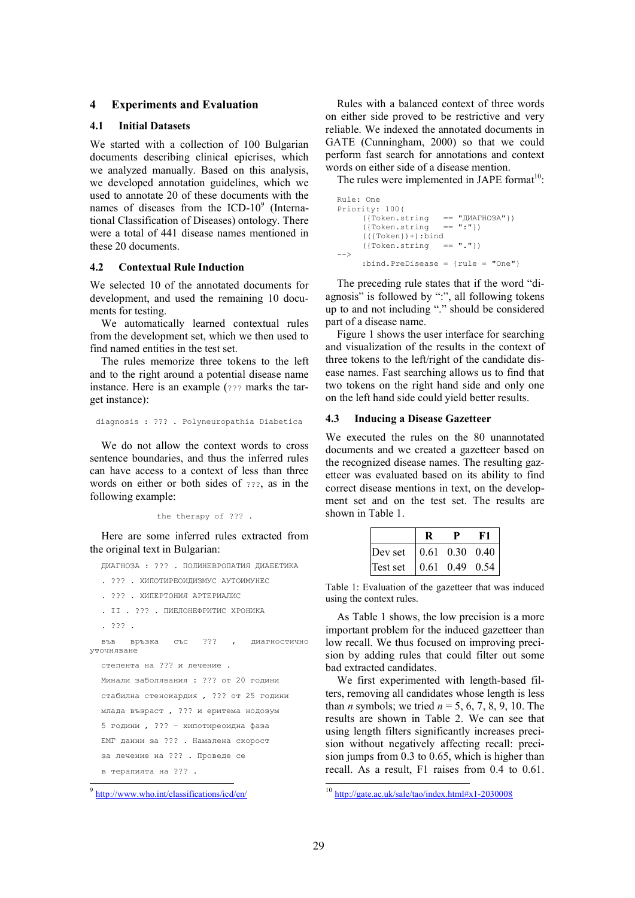## 4 Experiments and Evaluation

### 4.1 Initial Datasets

We started with a collection of 100 Bulgarian documents describing clinical epicrises, which we analyzed manually. Based on this analysis, we developed annotation guidelines, which we used to annotate 20 of these documents with the names of diseases from the ICD-10[9] (International Classification of Diseases) ontology. There were a total of 441 disease names mentioned in these 20 documents.

### 4.2 Contextual Rule Induction

We selected 10 of the annotated documents for development, and used the remaining 10 documents for testing.

We automatically learned contextual rules from the development set, which we then used to find named entities in the test set.

The rules memorize three tokens to the left and to the right around a potential disease name instance. Here is an example (`???` marks the target instance):

```
diagnosis : ??? . Polyneuropathia Diabetica
```

We do not allow the context words to cross sentence boundaries, and thus the inferred rules can have access to a context of less than three words on either or both sides of `???`, as in the following example:

```
the therapy of ??? .
```

Here are some inferred rules extracted from the original text in Bulgarian:

```
ДИАГНОЗА : ??? . ПОЛИНЕВРОПАТИЯ ДИАБЕТИКА
. ??? . ХИПОТИРЕОИДИЗМУС АУТОИМУНЕС
. ??? . ХИПЕРТОНИЯ АРТЕРИАЛИС
. II . ??? . ПИЕЛОНЕФРИТИС ХРОНИКА
. ??? .
във връзка със ??? , диагностично уточняване
степента на ??? и лечение .
Минали заболявания : ??? от 20 години
стабилна стенокардия , ??? от 25 години
млада възраст , ??? и еритема нодозум
5 години , ??? - хипотиреоидна фаза
ЕМГ данни за ??? . Намалена скорост
за лечение на ??? . Проведе се
в терапията на ??? .
```

Rules with a balanced context of three words on either side proved to be restrictive and very reliable. We indexed the annotated documents in GATE (Cunningham, 2000) so that we could perform fast search for annotations and context words on either side of a disease mention.

The rules were implemented in JAPE format[10]:

```
Rule: One
Priority: 100(
      ({Token.string    == "ДИАГНОЗА"})
      ({Token.string    == ":"})
      (({Token})+):bind
      ({Token.string    == "."})
-->
      :bind.PreDisease = {rule = "One"}
```

The preceding rule states that if the word "diagnosis" is followed by ":", all following tokens up to and not including "." should be considered part of a disease name.

Figure 1 shows the user interface for searching and visualization of the results in the context of three tokens to the left/right of the candidate disease names. Fast searching allows us to find that two tokens on the right hand side and only one on the left hand side could yield better results.

### 4.3 Inducing a Disease Gazetteer

We executed the rules on the 80 unannotated documents and we created a gazetteer based on the recognized disease names. The resulting gazetteer was evaluated based on its ability to find correct disease mentions in text, on the development set and on the test set. The results are shown in Table 1.

| | R | P | F1 |
|---|---|---|---|
| Dev set | 0.61 | 0.30 | 0.40 |
| Test set | 0.61 | 0.49 | 0.54 |

Table 1: Evaluation of the gazetteer that was induced using the context rules.

As Table 1 shows, the low precision is a more important problem for the induced gazetteer than low recall. We thus focused on improving precision by adding rules that could filter out some bad extracted candidates.

We first experimented with length-based filters, removing all candidates whose length is less than $n$ symbols; we tried $n$ = 5, 6, 7, 8, 9, 10. The results are shown in Table 2. We can see that using length filters significantly increases precision without negatively affecting recall: precision jumps from 0.3 to 0.65, which is higher than recall. As a result, F1 raises from 0.4 to 0.61.

[9] http://www.who.int/classifications/icd/en/

[10] http://gate.ac.uk/sale/tao/index.html#x1-2030008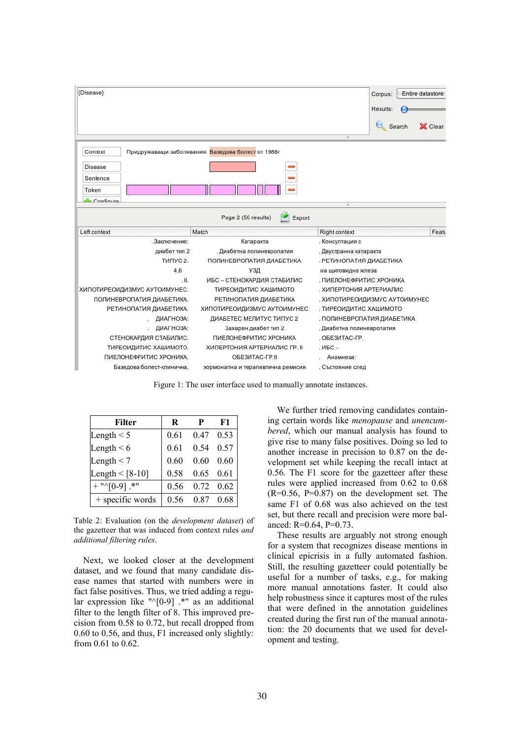Figure 1: The user interface used to manually annotate instances.

| Filter | R | P | F1 |
|---|---|---|---|
| Length < 5 | 0.61 | 0.47 | 0.53 |
| Length < 6 | 0.61 | 0.54 | 0.57 |
| Length < 7 | 0.60 | 0.60 | 0.60 |
| Length < [8-10] | 0.58 | 0.65 | 0.61 |
| + "^[0-9] .*" | 0.56 | 0.72 | 0.62 |
| + specific words | 0.56 | 0.87 | 0.68 |

Table 2: Evaluation (on the *development dataset*) of the gazetteer that was induced from context rules *and additional filtering rules*.

Next, we looked closer at the development dataset, and we found that many candidate disease names that started with numbers were in fact false positives. Thus, we tried adding a regular expression like "^[0-9] .*" as an additional filter to the length filter of 8. This improved precision from 0.58 to 0.72, but recall dropped from 0.60 to 0.56, and thus, F1 increased only slightly: from 0.61 to 0.62.

We further tried removing candidates containing certain words like *menopause* and *unencumbered*, which our manual analysis has found to give rise to many false positives. Doing so led to another increase in precision to 0.87 on the development set while keeping the recall intact at 0.56. The F1 score for the gazetteer after these rules were applied increased from 0.62 to 0.68 (R=0.56, P=0.87) on the development set. The same F1 of 0.68 was also achieved on the test set, but there recall and precision were more balanced: R=0.64, P=0.73.

These results are arguably not strong enough for a system that recognizes disease mentions in clinical epicrisis in a fully automated fashion. Still, the resulting gazetteer could potentially be useful for a number of tasks, e.g., for making more manual annotations faster. It could also help robustness since it captures most of the rules that were defined in the annotation guidelines created during the first run of the manual annotation: the 20 documents that we used for development and testing.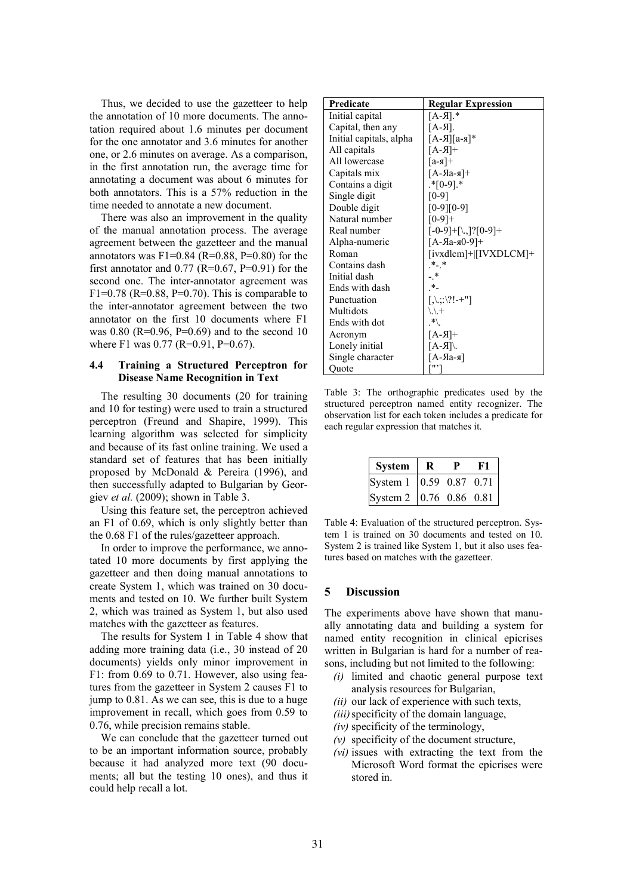Thus, we decided to use the gazetteer to help the annotation of 10 more documents. The annotation required about 1.6 minutes per document for the one annotator and 3.6 minutes for another one, or 2.6 minutes on average. As a comparison, in the first annotation run, the average time for annotating a document was about 6 minutes for both annotators. This is a 57% reduction in the time needed to annotate a new document.

There was also an improvement in the quality of the manual annotation process. The average agreement between the gazetteer and the manual annotators was F1=0.84 (R=0.88, P=0.80) for the first annotator and 0.77 (R=0.67, P=0.91) for the second one. The inter-annotator agreement was F1=0.78 (R=0.88, P=0.70). This is comparable to the inter-annotator agreement between the two annotator on the first 10 documents where F1 was 0.80 (R=0.96, P=0.69) and to the second 10 where F1 was 0.77 (R=0.91, P=0.67).

### 4.4 Training a Structured Perceptron for Disease Name Recognition in Text

The resulting 30 documents (20 for training and 10 for testing) were used to train a structured perceptron (Freund and Shapire, 1999). This learning algorithm was selected for simplicity and because of its fast online training. We used a standard set of features that has been initially proposed by McDonald & Pereira (1996), and then successfully adapted to Bulgarian by Georgiev *et al.* (2009); shown in Table 3.

Using this feature set, the perceptron achieved an F1 of 0.69, which is only slightly better than the 0.68 F1 of the rules/gazetteer approach.

In order to improve the performance, we annotated 10 more documents by first applying the gazetteer and then doing manual annotations to create System 1, which was trained on 30 documents and tested on 10. We further built System 2, which was trained as System 1, but also used matches with the gazetteer as features.

The results for System 1 in Table 4 show that adding more training data (i.e., 30 instead of 20 documents) yields only minor improvement in F1: from 0.69 to 0.71. However, also using features from the gazetteer in System 2 causes F1 to jump to 0.81. As we can see, this is due to a huge improvement in recall, which goes from 0.59 to 0.76, while precision remains stable.

We can conclude that the gazetteer turned out to be an important information source, probably because it had analyzed more text (90 documents; all but the testing 10 ones), and thus it could help recall a lot.

| Predicate | Regular Expression |
|---|---|
| Initial capital | [А-Я].* |
| Capital, then any | [А-Я]. |
| Initial capitals, alpha | [А-Я][а-я]* |
| All capitals | [А-Я]+ |
| All lowercase | [а-я]+ |
| Capitals mix | [А-Яа-я]+ |
| Contains a digit | .*[0-9].* |
| Single digit | [0-9] |
| Double digit | [0-9][0-9] |
| Natural number | [0-9]+ |
| Real number | [-0-9]+[\.,]?[0-9]+ |
| Alpha-numeric | [А-Яа-я0-9]+ |
| Roman | [ivxdlcm]+\|[IVXDLCM]+ |
| Contains dash | .*-.* |
| Initial dash | -.* |
| Ends with dash | .*- |
| Punctuation | [,\.;:\?!-+"] |
| Multidots | \.\.+ |
| Ends with dot | .*\. |
| Acronym | [А-Я]+ |
| Lonely initial | [А-Я]\. |
| Single character | [А-Яа-я] |
| Quote | ["'] |

Table 3: The orthographic predicates used by the structured perceptron named entity recognizer. The observation list for each token includes a predicate for each regular expression that matches it.

| System | R | P | F1 |
|---|---|---|---|
| System 1 | 0.59 | 0.87 | 0.71 |
| System 2 | 0.76 | 0.86 | 0.81 |

Table 4: Evaluation of the structured perceptron. System 1 is trained on 30 documents and tested on 10. System 2 is trained like System 1, but it also uses features based on matches with the gazetteer.

## 5 Discussion

The experiments above have shown that manually annotating data and building a system for named entity recognition in clinical epicrises written in Bulgarian is hard for a number of reasons, including but not limited to the following:

*(i)* limited and chaotic general purpose text analysis resources for Bulgarian,
*(ii)* our lack of experience with such texts,
*(iii)* specificity of the domain language,
*(iv)* specificity of the terminology,
*(v)* specificity of the document structure,
*(vi)* issues with extracting the text from the Microsoft Word format the epicrises were stored in.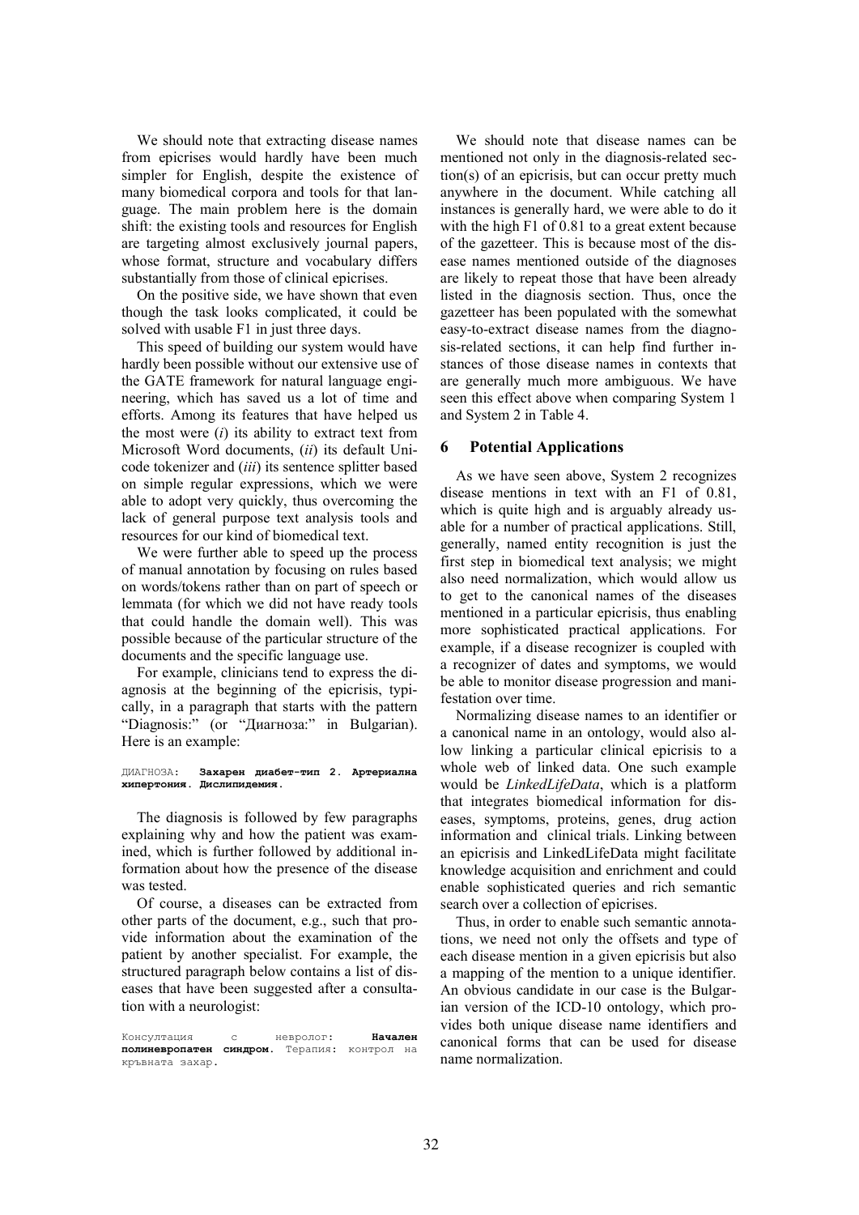We should note that extracting disease names from epicrises would hardly have been much simpler for English, despite the existence of many biomedical corpora and tools for that language. The main problem here is the domain shift: the existing tools and resources for English are targeting almost exclusively journal papers, whose format, structure and vocabulary differs substantially from those of clinical epicrises.

On the positive side, we have shown that even though the task looks complicated, it could be solved with usable F1 in just three days.

This speed of building our system would have hardly been possible without our extensive use of the GATE framework for natural language engineering, which has saved us a lot of time and efforts. Among its features that have helped us the most were (*i*) its ability to extract text from Microsoft Word documents, (*ii*) its default Unicode tokenizer and (*iii*) its sentence splitter based on simple regular expressions, which we were able to adopt very quickly, thus overcoming the lack of general purpose text analysis tools and resources for our kind of biomedical text.

We were further able to speed up the process of manual annotation by focusing on rules based on words/tokens rather than on part of speech or lemmata (for which we did not have ready tools that could handle the domain well). This was possible because of the particular structure of the documents and the specific language use.

For example, clinicians tend to express the diagnosis at the beginning of the epicrisis, typically, in a paragraph that starts with the pattern "Diagnosis:" (or "Диагноза:" in Bulgarian). Here is an example:

```
ДИАГНОЗА:   Захарен диабет-тип 2. Артериална хипертония. Дислипидемия.
```

The diagnosis is followed by few paragraphs explaining why and how the patient was examined, which is further followed by additional information about how the presence of the disease was tested.

Of course, a diseases can be extracted from other parts of the document, e.g., such that provide information about the examination of the patient by another specialist. For example, the structured paragraph below contains a list of diseases that have been suggested after a consultation with a neurologist:

```
Консултация с невролог: Начален полиневропатен синдром. Терапия: контрол на кръвната захар.
```

We should note that disease names can be mentioned not only in the diagnosis-related section(s) of an epicrisis, but can occur pretty much anywhere in the document. While catching all instances is generally hard, we were able to do it with the high F1 of 0.81 to a great extent because of the gazetteer. This is because most of the disease names mentioned outside of the diagnoses are likely to repeat those that have been already listed in the diagnosis section. Thus, once the gazetteer has been populated with the somewhat easy-to-extract disease names from the diagnosis-related sections, it can help find further instances of those disease names in contexts that are generally much more ambiguous. We have seen this effect above when comparing System 1 and System 2 in Table 4.

## 6 Potential Applications

As we have seen above, System 2 recognizes disease mentions in text with an F1 of 0.81, which is quite high and is arguably already usable for a number of practical applications. Still, generally, named entity recognition is just the first step in biomedical text analysis; we might also need normalization, which would allow us to get to the canonical names of the diseases mentioned in a particular epicrisis, thus enabling more sophisticated practical applications. For example, if a disease recognizer is coupled with a recognizer of dates and symptoms, we would be able to monitor disease progression and manifestation over time.

Normalizing disease names to an identifier or a canonical name in an ontology, would also allow linking a particular clinical epicrisis to a whole web of linked data. One such example would be *LinkedLifeData*, which is a platform that integrates biomedical information for diseases, symptoms, proteins, genes, drug action information and clinical trials. Linking between an epicrisis and LinkedLifeData might facilitate knowledge acquisition and enrichment and could enable sophisticated queries and rich semantic search over a collection of epicrises.

Thus, in order to enable such semantic annotations, we need not only the offsets and type of each disease mention in a given epicrisis but also a mapping of the mention to a unique identifier. An obvious candidate in our case is the Bulgarian version of the ICD-10 ontology, which provides both unique disease name identifiers and canonical forms that can be used for disease name normalization.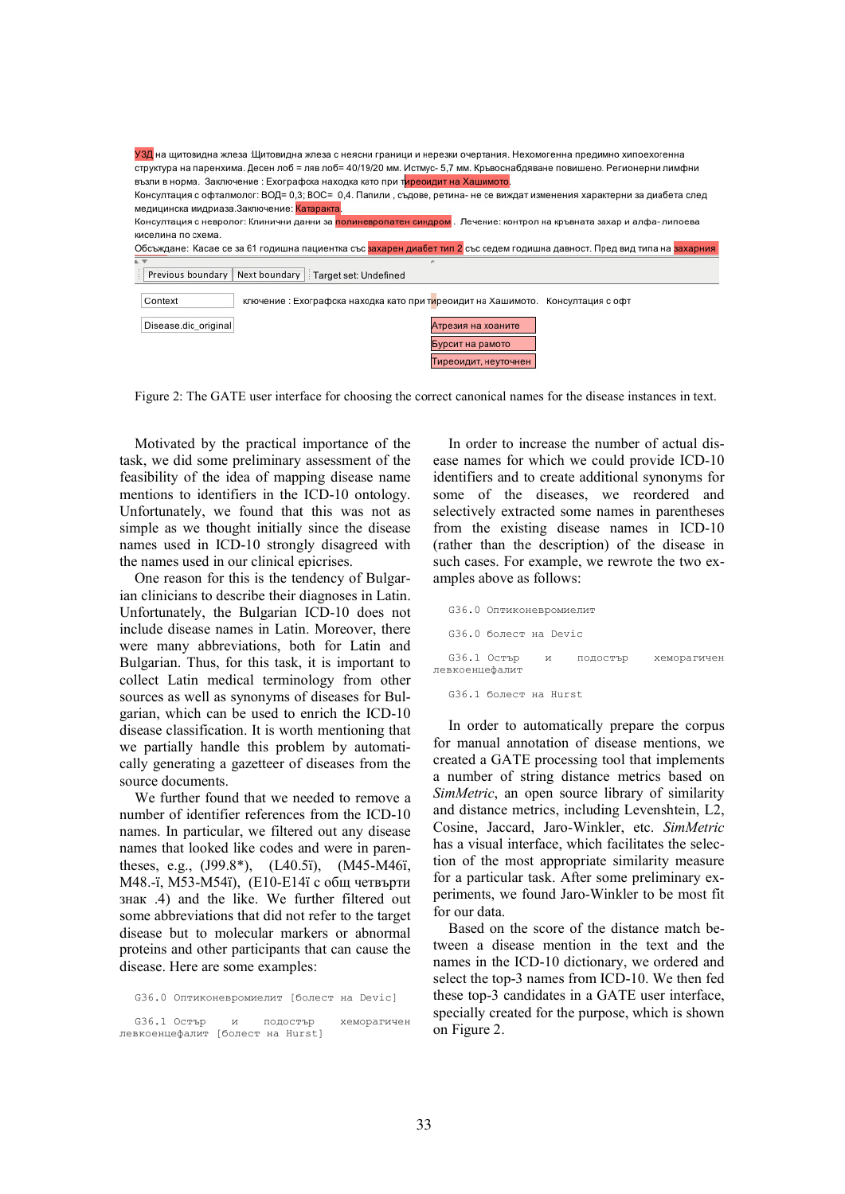Figure 2: The GATE user interface for choosing the correct canonical names for the disease instances in text.

Motivated by the practical importance of the task, we did some preliminary assessment of the feasibility of the idea of mapping disease name mentions to identifiers in the ICD-10 ontology. Unfortunately, we found that this was not as simple as we thought initially since the disease names used in ICD-10 strongly disagreed with the names used in our clinical epicrises.

One reason for this is the tendency of Bulgarian clinicians to describe their diagnoses in Latin. Unfortunately, the Bulgarian ICD-10 does not include disease names in Latin. Moreover, there were many abbreviations, both for Latin and Bulgarian. Thus, for this task, it is important to collect Latin medical terminology from other sources as well as synonyms of diseases for Bulgarian, which can be used to enrich the ICD-10 disease classification. It is worth mentioning that we partially handle this problem by automatically generating a gazetteer of diseases from the source documents.

We further found that we needed to remove a number of identifier references from the ICD-10 names. In particular, we filtered out any disease names that looked like codes and were in parentheses, e.g., (J99.8*), (L40.5ї), (M45-M46ї, M48.-ї, M53-M54ї), (E10-E14ї с общ четвърти знак .4) and the like. We further filtered out some abbreviations that did not refer to the target disease but to molecular markers or abnormal proteins and other participants that can cause the disease. Here are some examples:

```
G36.0 Оптиконевромиелит [болест на Devic]

G36.1 Остър и подостър хеморагичен левкоенцефалит [болест на Hurst]
```

In order to increase the number of actual disease names for which we could provide ICD-10 identifiers and to create additional synonyms for some of the diseases, we reordered and selectively extracted some names in parentheses from the existing disease names in ICD-10 (rather than the description) of the disease in such cases. For example, we rewrote the two examples above as follows:

```
G36.0 Оптиконевромиелит

G36.0 болест на Devic

G36.1 Остър и подостър хеморагичен левкоенцефалит

G36.1 болест на Hurst
```

In order to automatically prepare the corpus for manual annotation of disease mentions, we created a GATE processing tool that implements a number of string distance metrics based on *SimMetric*, an open source library of similarity and distance metrics, including Levenshtein, L2, Cosine, Jaccard, Jaro-Winkler, etc. *SimMetric* has a visual interface, which facilitates the selection of the most appropriate similarity measure for a particular task. After some preliminary experiments, we found Jaro-Winkler to be most fit for our data.

Based on the score of the distance match between a disease mention in the text and the names in the ICD-10 dictionary, we ordered and select the top-3 names from ICD-10. We then fed these top-3 candidates in a GATE user interface, specially created for the purpose, which is shown on Figure 2.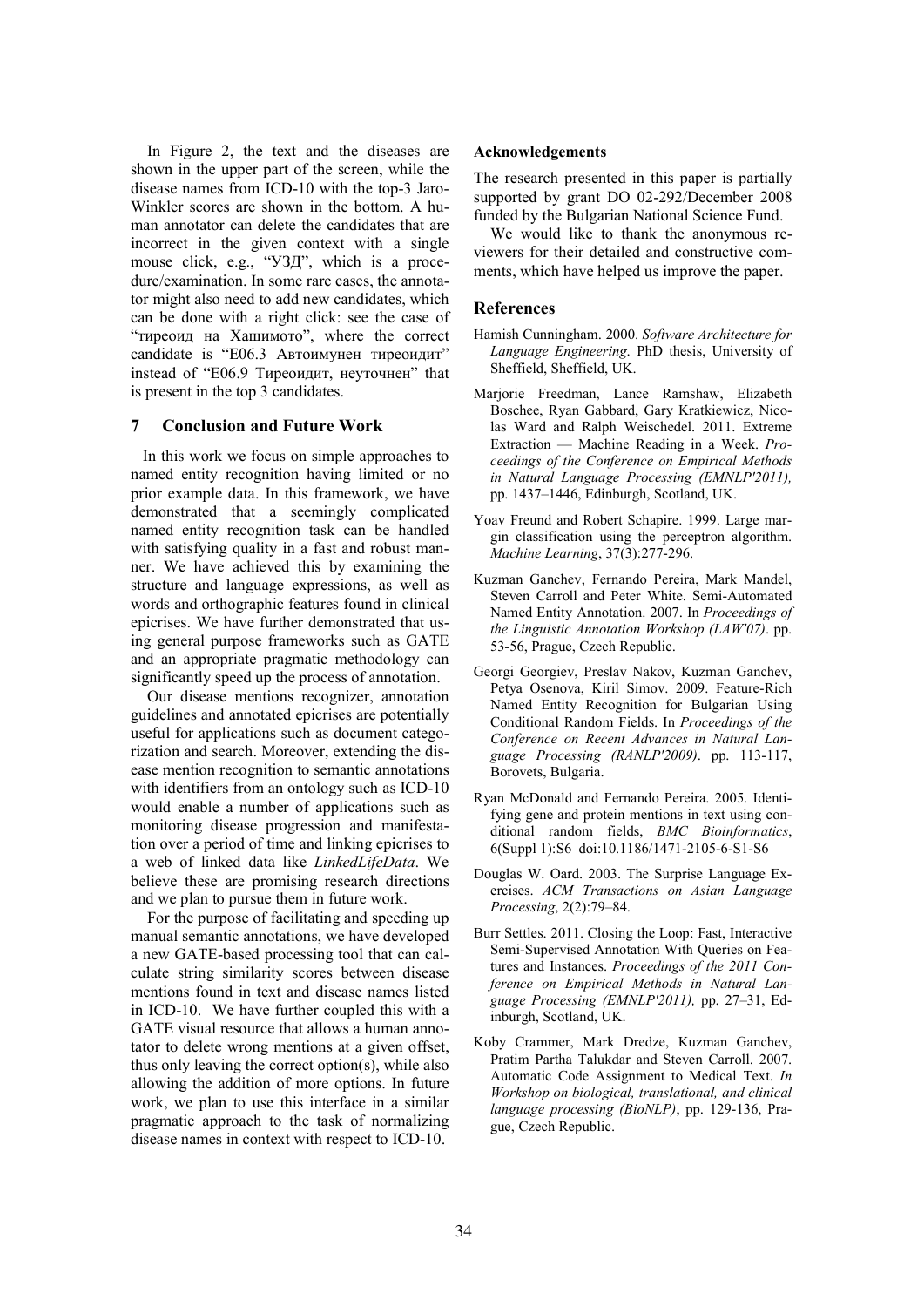In Figure 2, the text and the diseases are shown in the upper part of the screen, while the disease names from ICD-10 with the top-3 Jaro-Winkler scores are shown in the bottom. A human annotator can delete the candidates that are incorrect in the given context with a single mouse click, e.g., "УЗД", which is a procedure/examination. In some rare cases, the annotator might also need to add new candidates, which can be done with a right click: see the case of "тиреоид на Хашимото", where the correct candidate is "E06.3 Автоимунен тиреоидит" instead of "E06.9 Тиреоидит, неуточнен" that is present in the top 3 candidates.

## 7 Conclusion and Future Work

In this work we focus on simple approaches to named entity recognition having limited or no prior example data. In this framework, we have demonstrated that a seemingly complicated named entity recognition task can be handled with satisfying quality in a fast and robust manner. We have achieved this by examining the structure and language expressions, as well as words and orthographic features found in clinical epicrises. We have further demonstrated that using general purpose frameworks such as GATE and an appropriate pragmatic methodology can significantly speed up the process of annotation.

Our disease mentions recognizer, annotation guidelines and annotated epicrises are potentially useful for applications such as document categorization and search. Moreover, extending the disease mention recognition to semantic annotations with identifiers from an ontology such as ICD-10 would enable a number of applications such as monitoring disease progression and manifestation over a period of time and linking epicrises to a web of linked data like *LinkedLifeData*. We believe these are promising research directions and we plan to pursue them in future work.

For the purpose of facilitating and speeding up manual semantic annotations, we have developed a new GATE-based processing tool that can calculate string similarity scores between disease mentions found in text and disease names listed in ICD-10. We have further coupled this with a GATE visual resource that allows a human annotator to delete wrong mentions at a given offset, thus only leaving the correct option(s), while also allowing the addition of more options. In future work, we plan to use this interface in a similar pragmatic approach to the task of normalizing disease names in context with respect to ICD-10.

### Acknowledgements

The research presented in this paper is partially supported by grant DO 02-292/December 2008 funded by the Bulgarian National Science Fund.

We would like to thank the anonymous reviewers for their detailed and constructive comments, which have helped us improve the paper.

## References

Hamish Cunningham. 2000. *Software Architecture for Language Engineering*. PhD thesis, University of Sheffield, Sheffield, UK.

Marjorie Freedman, Lance Ramshaw, Elizabeth Boschee, Ryan Gabbard, Gary Kratkiewicz, Nicolas Ward and Ralph Weischedel. 2011. Extreme Extraction — Machine Reading in a Week. *Proceedings of the Conference on Empirical Methods in Natural Language Processing (EMNLP'2011),* pp. 1437–1446, Edinburgh, Scotland, UK.

Yoav Freund and Robert Schapire. 1999. Large margin classification using the perceptron algorithm. *Machine Learning*, 37(3):277-296.

Kuzman Ganchev, Fernando Pereira, Mark Mandel, Steven Carroll and Peter White. Semi-Automated Named Entity Annotation. 2007. In *Proceedings of the Linguistic Annotation Workshop (LAW'07)*. pp. 53-56, Prague, Czech Republic.

Georgi Georgiev, Preslav Nakov, Kuzman Ganchev, Petya Osenova, Kiril Simov. 2009. Feature-Rich Named Entity Recognition for Bulgarian Using Conditional Random Fields. In *Proceedings of the Conference on Recent Advances in Natural Language Processing (RANLP'2009)*. pp. 113-117, Borovets, Bulgaria.

Ryan McDonald and Fernando Pereira. 2005. Identifying gene and protein mentions in text using conditional random fields, *BMC Bioinformatics*, 6(Suppl 1):S6 doi:10.1186/1471-2105-6-S1-S6

Douglas W. Oard. 2003. The Surprise Language Exercises. *ACM Transactions on Asian Language Processing*, 2(2):79–84.

Burr Settles. 2011. Closing the Loop: Fast, Interactive Semi-Supervised Annotation With Queries on Features and Instances. *Proceedings of the 2011 Conference on Empirical Methods in Natural Language Processing (EMNLP'2011),* pp. 27–31, Edinburgh, Scotland, UK.

Koby Crammer, Mark Dredze, Kuzman Ganchev, Pratim Partha Talukdar and Steven Carroll. 2007. Automatic Code Assignment to Medical Text. *In Workshop on biological, translational, and clinical language processing (BioNLP)*, pp. 129-136, Prague, Czech Republic.